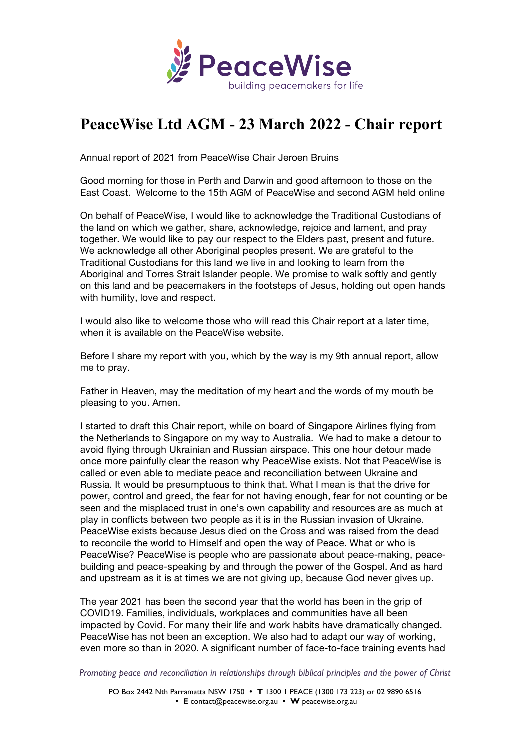# PeaceWise Ltd AGM - 23 March 2022 - Chair report

Annual report of 2021 from PeaceWise Chair Jeroen Bruins

Good morning for those in Perth and Darwin and good afternoon to those on the East Coast. Welcome to the 15th AGM of PeaceWise and second AGM held online

On behalf of PeaceWise, I would like to acknowledge the Traditional Custodians of the land on which we gather, share, acknowledge, rejoice and lament, and pray together. We would like to pay our respect to the Elders past, present and future. We acknowledge all other Aboriginal peoples present. We are grateful to the Traditional Custodians for this land we live in and looking to learn from the Aboriginal and Torres Strait Islander people. We promise to walk softly and gently on this land and be peacemakers in the footsteps of Jesus, holding out open hands with humility, love and respect.

I would also like to welcome those who will read this Chair report at a later time, when it is available on the PeaceWise website.

Before I share my report with you, which by the way is my 9th annual report, allow me to pray.

Father in Heaven, may the meditation of my heart and the words of my mouth be pleasing to you. Amen.

I started to draft this Chair report, while on board of Singapore Airlines flying from the Netherlands to Singapore on my way to Australia. We had to make a detour to avoid flying through Ukrainian and Russian airspace. This one hour detour made once more painfully clear the reason why PeaceWise exists. Not that PeaceWise is called or even able to mediate peace and reconciliation between Ukraine and Russia. It would be presumptuous to think that. What I mean is that the drive for power, control and greed, the fear for not having enough, fear for not counting or be seen and the misplaced trust in one's own capability and resources are as much at play in conflicts between two people as it is in the Russian invasion of Ukraine. PeaceWise exists because Jesus died on the Cross and was raised from the dead to reconcile the world to Himself and open the way of Peace. What or who is PeaceWise? PeaceWise is people who are passionate about peace-making, peace-building and peace-speaking by and through the power of the Gospel. And as hard and upstream as it is at times we are not giving up, because God never gives up.

The year 2021 has been the second year that the world has been in the grip of COVID19. Families, individuals, workplaces and communities have all been impacted by Covid. For many their life and work habits have dramatically changed. PeaceWise has not been an exception. We also had to adapt our way of working, even more so than in 2020. A significant number of face-to-face training events had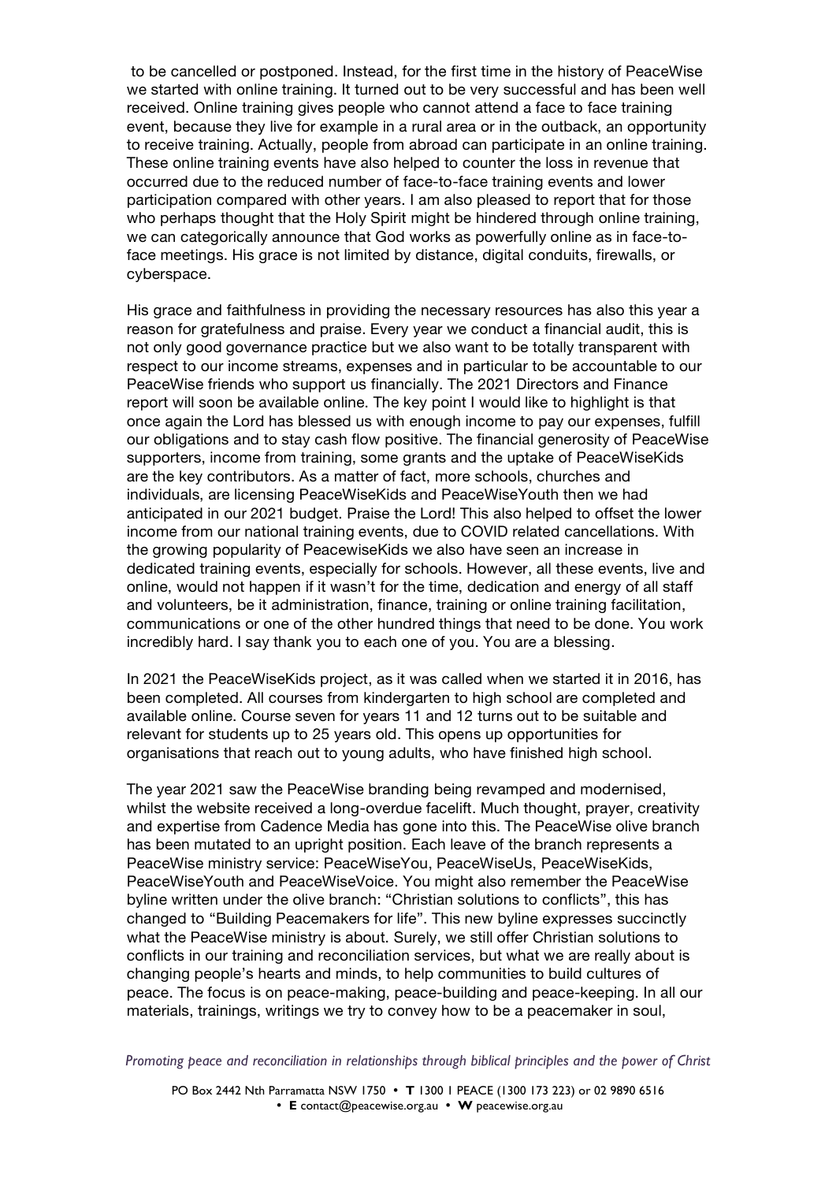to be cancelled or postponed. Instead, for the first time in the history of PeaceWise we started with online training. It turned out to be very successful and has been well received. Online training gives people who cannot attend a face to face training event, because they live for example in a rural area or in the outback, an opportunity to receive training. Actually, people from abroad can participate in an online training. These online training events have also helped to counter the loss in revenue that occurred due to the reduced number of face-to-face training events and lower participation compared with other years. I am also pleased to report that for those who perhaps thought that the Holy Spirit might be hindered through online training, we can categorically announce that God works as powerfully online as in face-to-face meetings. His grace is not limited by distance, digital conduits, firewalls, or cyberspace.

His grace and faithfulness in providing the necessary resources has also this year a reason for gratefulness and praise. Every year we conduct a financial audit, this is not only good governance practice but we also want to be totally transparent with respect to our income streams, expenses and in particular to be accountable to our PeaceWise friends who support us financially. The 2021 Directors and Finance report will soon be available online. The key point I would like to highlight is that once again the Lord has blessed us with enough income to pay our expenses, fulfill our obligations and to stay cash flow positive. The financial generosity of PeaceWise supporters, income from training, some grants and the uptake of PeaceWiseKids are the key contributors. As a matter of fact, more schools, churches and individuals, are licensing PeaceWiseKids and PeaceWiseYouth then we had anticipated in our 2021 budget. Praise the Lord! This also helped to offset the lower income from our national training events, due to COVID related cancellations. With the growing popularity of PeacewiseKids we also have seen an increase in dedicated training events, especially for schools. However, all these events, live and online, would not happen if it wasn't for the time, dedication and energy of all staff and volunteers, be it administration, finance, training or online training facilitation, communications or one of the other hundred things that need to be done. You work incredibly hard. I say thank you to each one of you. You are a blessing.

In 2021 the PeaceWiseKids project, as it was called when we started it in 2016, has been completed. All courses from kindergarten to high school are completed and available online. Course seven for years 11 and 12 turns out to be suitable and relevant for students up to 25 years old. This opens up opportunities for organisations that reach out to young adults, who have finished high school.

The year 2021 saw the PeaceWise branding being revamped and modernised, whilst the website received a long-overdue facelift. Much thought, prayer, creativity and expertise from Cadence Media has gone into this. The PeaceWise olive branch has been mutated to an upright position. Each leave of the branch represents a PeaceWise ministry service: PeaceWiseYou, PeaceWiseUs, PeaceWiseKids, PeaceWiseYouth and PeaceWiseVoice. You might also remember the PeaceWise byline written under the olive branch: "Christian solutions to conflicts", this has changed to "Building Peacemakers for life". This new byline expresses succinctly what the PeaceWise ministry is about. Surely, we still offer Christian solutions to conflicts in our training and reconciliation services, but what we are really about is changing people's hearts and minds, to help communities to build cultures of peace. The focus is on peace-making, peace-building and peace-keeping. In all our materials, trainings, writings we try to convey how to be a peacemaker in soul,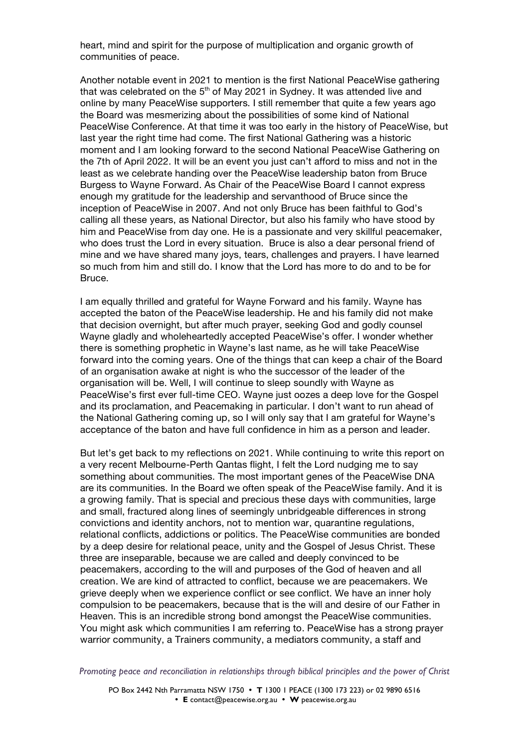heart, mind and spirit for the purpose of multiplication and organic growth of communities of peace.

Another notable event in 2021 to mention is the first National PeaceWise gathering that was celebrated on the 5th of May 2021 in Sydney. It was attended live and online by many PeaceWise supporters. I still remember that quite a few years ago the Board was mesmerizing about the possibilities of some kind of National PeaceWise Conference. At that time it was too early in the history of PeaceWise, but last year the right time had come. The first National Gathering was a historic moment and I am looking forward to the second National PeaceWise Gathering on the 7th of April 2022. It will be an event you just can't afford to miss and not in the least as we celebrate handing over the PeaceWise leadership baton from Bruce Burgess to Wayne Forward. As Chair of the PeaceWise Board I cannot express enough my gratitude for the leadership and servanthood of Bruce since the inception of PeaceWise in 2007. And not only Bruce has been faithful to God's calling all these years, as National Director, but also his family who have stood by him and PeaceWise from day one. He is a passionate and very skillful peacemaker, who does trust the Lord in every situation. Bruce is also a dear personal friend of mine and we have shared many joys, tears, challenges and prayers. I have learned so much from him and still do. I know that the Lord has more to do and to be for Bruce.

I am equally thrilled and grateful for Wayne Forward and his family. Wayne has accepted the baton of the PeaceWise leadership. He and his family did not make that decision overnight, but after much prayer, seeking God and godly counsel Wayne gladly and wholeheartedly accepted PeaceWise's offer. I wonder whether there is something prophetic in Wayne's last name, as he will take PeaceWise forward into the coming years. One of the things that can keep a chair of the Board of an organisation awake at night is who the successor of the leader of the organisation will be. Well, I will continue to sleep soundly with Wayne as PeaceWise's first ever full-time CEO. Wayne just oozes a deep love for the Gospel and its proclamation, and Peacemaking in particular. I don't want to run ahead of the National Gathering coming up, so I will only say that I am grateful for Wayne's acceptance of the baton and have full confidence in him as a person and leader.

But let's get back to my reflections on 2021. While continuing to write this report on a very recent Melbourne-Perth Qantas flight, I felt the Lord nudging me to say something about communities. The most important genes of the PeaceWise DNA are its communities. In the Board we often speak of the PeaceWise family. And it is a growing family. That is special and precious these days with communities, large and small, fractured along lines of seemingly unbridgeable differences in strong convictions and identity anchors, not to mention war, quarantine regulations, relational conflicts, addictions or politics. The PeaceWise communities are bonded by a deep desire for relational peace, unity and the Gospel of Jesus Christ. These three are inseparable, because we are called and deeply convinced to be peacemakers, according to the will and purposes of the God of heaven and all creation. We are kind of attracted to conflict, because we are peacemakers. We grieve deeply when we experience conflict or see conflict. We have an inner holy compulsion to be peacemakers, because that is the will and desire of our Father in Heaven. This is an incredible strong bond amongst the PeaceWise communities. You might ask which communities I am referring to. PeaceWise has a strong prayer warrior community, a Trainers community, a mediators community, a staff and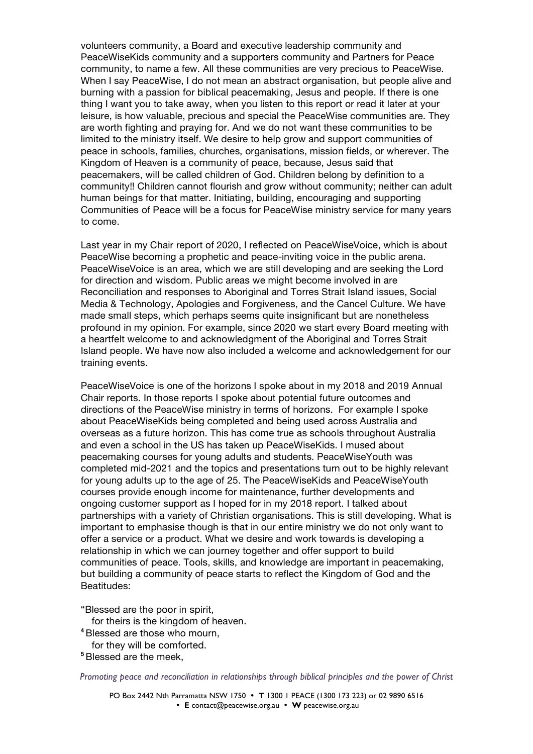volunteers community, a Board and executive leadership community and PeaceWiseKids community and a supporters community and Partners for Peace community, to name a few. All these communities are very precious to PeaceWise. When I say PeaceWise, I do not mean an abstract organisation, but people alive and burning with a passion for biblical peacemaking, Jesus and people. If there is one thing I want you to take away, when you listen to this report or read it later at your leisure, is how valuable, precious and special the PeaceWise communities are. They are worth fighting and praying for. And we do not want these communities to be limited to the ministry itself. We desire to help grow and support communities of peace in schools, families, churches, organisations, mission fields, or wherever. The Kingdom of Heaven is a community of peace, because, Jesus said that peacemakers, will be called children of God. Children belong by definition to a community!! Children cannot flourish and grow without community; neither can adult human beings for that matter. Initiating, building, encouraging and supporting Communities of Peace will be a focus for PeaceWise ministry service for many years to come.

Last year in my Chair report of 2020, I reflected on PeaceWiseVoice, which is about PeaceWise becoming a prophetic and peace-inviting voice in the public arena. PeaceWiseVoice is an area, which we are still developing and are seeking the Lord for direction and wisdom. Public areas we might become involved in are Reconciliation and responses to Aboriginal and Torres Strait Island issues, Social Media & Technology, Apologies and Forgiveness, and the Cancel Culture. We have made small steps, which perhaps seems quite insignificant but are nonetheless profound in my opinion. For example, since 2020 we start every Board meeting with a heartfelt welcome to and acknowledgment of the Aboriginal and Torres Strait Island people. We have now also included a welcome and acknowledgement for our training events.

PeaceWiseVoice is one of the horizons I spoke about in my 2018 and 2019 Annual Chair reports. In those reports I spoke about potential future outcomes and directions of the PeaceWise ministry in terms of horizons. For example I spoke about PeaceWiseKids being completed and being used across Australia and overseas as a future horizon. This has come true as schools throughout Australia and even a school in the US has taken up PeaceWiseKids. I mused about peacemaking courses for young adults and students. PeaceWiseYouth was completed mid-2021 and the topics and presentations turn out to be highly relevant for young adults up to the age of 25. The PeaceWiseKids and PeaceWiseYouth courses provide enough income for maintenance, further developments and ongoing customer support as I hoped for in my 2018 report. I talked about partnerships with a variety of Christian organisations. This is still developing. What is important to emphasise though is that in our entire ministry we do not only want to offer a service or a product. What we desire and work towards is developing a relationship in which we can journey together and offer support to build communities of peace. Tools, skills, and knowledge are important in peacemaking, but building a community of peace starts to reflect the Kingdom of God and the Beatitudes:

"Blessed are the poor in spirit,
for theirs is the kingdom of heaven.
[4] Blessed are those who mourn,
for they will be comforted.
[5] Blessed are the meek,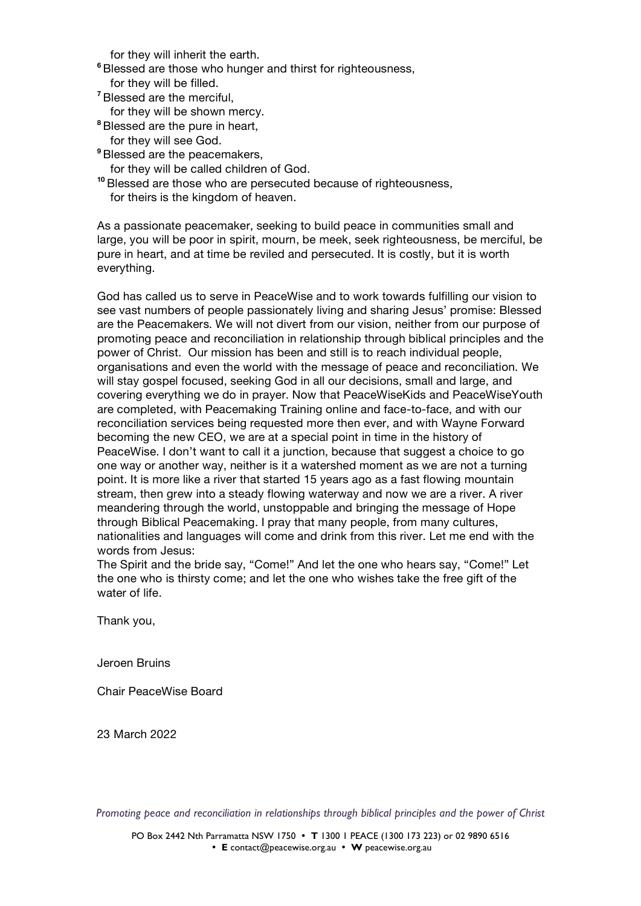for they will inherit the earth.

[6] Blessed are those who hunger and thirst for righteousness,
for they will be filled.

[7] Blessed are the merciful,
for they will be shown mercy.

[8] Blessed are the pure in heart,
for they will see God.

[9] Blessed are the peacemakers,
for they will be called children of God.

[10] Blessed are those who are persecuted because of righteousness,
for theirs is the kingdom of heaven.

As a passionate peacemaker, seeking to build peace in communities small and large, you will be poor in spirit, mourn, be meek, seek righteousness, be merciful, be pure in heart, and at time be reviled and persecuted. It is costly, but it is worth everything.

God has called us to serve in PeaceWise and to work towards fulfilling our vision to see vast numbers of people passionately living and sharing Jesus' promise: Blessed are the Peacemakers. We will not divert from our vision, neither from our purpose of promoting peace and reconciliation in relationship through biblical principles and the power of Christ. Our mission has been and still is to reach individual people, organisations and even the world with the message of peace and reconciliation. We will stay gospel focused, seeking God in all our decisions, small and large, and covering everything we do in prayer. Now that PeaceWiseKids and PeaceWiseYouth are completed, with Peacemaking Training online and face-to-face, and with our reconciliation services being requested more then ever, and with Wayne Forward becoming the new CEO, we are at a special point in time in the history of PeaceWise. I don't want to call it a junction, because that suggest a choice to go one way or another way, neither is it a watershed moment as we are not a turning point. It is more like a river that started 15 years ago as a fast flowing mountain stream, then grew into a steady flowing waterway and now we are a river. A river meandering through the world, unstoppable and bringing the message of Hope through Biblical Peacemaking. I pray that many people, from many cultures, nationalities and languages will come and drink from this river. Let me end with the words from Jesus:

The Spirit and the bride say, "Come!" And let the one who hears say, "Come!" Let the one who is thirsty come; and let the one who wishes take the free gift of the water of life.

Thank you,

Jeroen Bruins

Chair PeaceWise Board

23 March 2022

*Promoting peace and reconciliation in relationships through biblical principles and the power of Christ*

PO Box 2442 Nth Parramatta NSW 1750 • **T** 1300 1 PEACE (1300 173 223) or 02 9890 6516 • **E** contact@peacewise.org.au • **W** peacewise.org.au